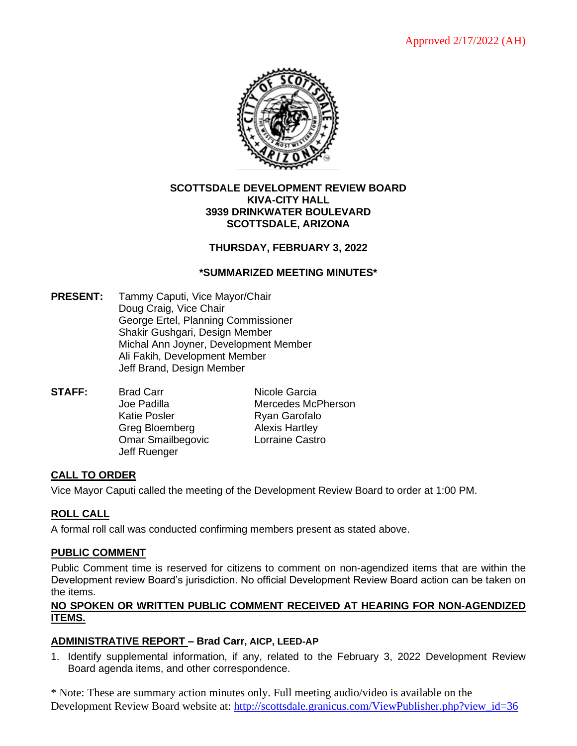Approved 2/17/2022 (AH)

**SCOTTSDALE DEVELOPMENT REVIEW BOARD**
**KIVA-CITY HALL**
**3939 DRINKWATER BOULEVARD**
**SCOTTSDALE, ARIZONA**

**THURSDAY, FEBRUARY 3, 2022**

**\*SUMMARIZED MEETING MINUTES\***

**PRESENT:**
Tammy Caputi, Vice Mayor/Chair
Doug Craig, Vice Chair
George Ertel, Planning Commissioner
Shakir Gushgari, Design Member
Michal Ann Joyner, Development Member
Ali Fakih, Development Member
Jeff Brand, Design Member

**STAFF:**
Brad Carr
Joe Padilla
Katie Posler
Greg Bloemberg
Omar Smailbegovic
Jeff Ruenger
Nicole Garcia
Mercedes McPherson
Ryan Garofalo
Alexis Hartley
Lorraine Castro

## CALL TO ORDER

Vice Mayor Caputi called the meeting of the Development Review Board to order at 1:00 PM.

## ROLL CALL

A formal roll call was conducted confirming members present as stated above.

## PUBLIC COMMENT

Public Comment time is reserved for citizens to comment on non-agendized items that are within the Development review Board's jurisdiction. No official Development Review Board action can be taken on the items.

**NO SPOKEN OR WRITTEN PUBLIC COMMENT RECEIVED AT HEARING FOR NON-AGENDIZED ITEMS.**

## ADMINISTRATIVE REPORT – Brad Carr, AICP, LEED-AP

1. Identify supplemental information, if any, related to the February 3, 2022 Development Review Board agenda items, and other correspondence.

\* Note: These are summary action minutes only. Full meeting audio/video is available on the Development Review Board website at: http://scottsdale.granicus.com/ViewPublisher.php?view_id=36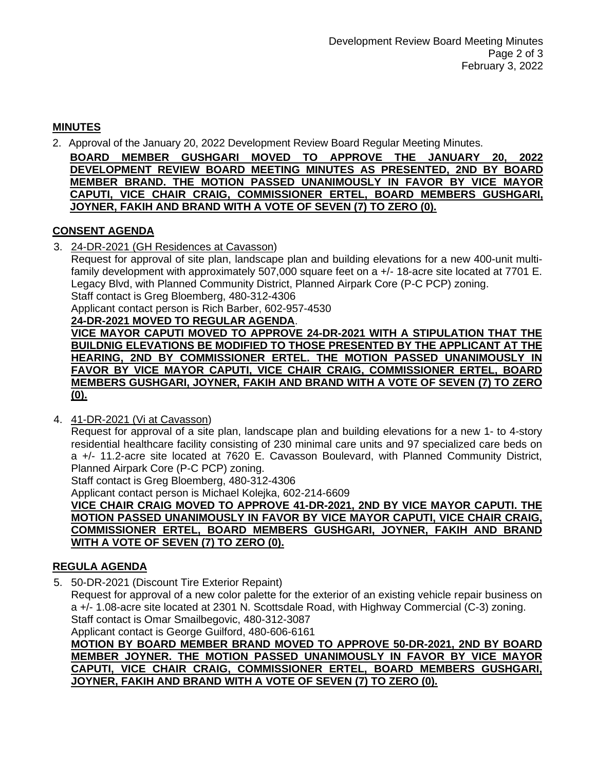## MINUTES

2. Approval of the January 20, 2022 Development Review Board Regular Meeting Minutes.

**BOARD MEMBER GUSHGARI MOVED TO APPROVE THE JANUARY 20, 2022 DEVELOPMENT REVIEW BOARD MEETING MINUTES AS PRESENTED, 2ND BY BOARD MEMBER BRAND. THE MOTION PASSED UNANIMOUSLY IN FAVOR BY VICE MAYOR CAPUTI, VICE CHAIR CRAIG, COMMISSIONER ERTEL, BOARD MEMBERS GUSHGARI, JOYNER, FAKIH AND BRAND WITH A VOTE OF SEVEN (7) TO ZERO (0).**

## CONSENT AGENDA

3. 24-DR-2021 (GH Residences at Cavasson)

   Request for approval of site plan, landscape plan and building elevations for a new 400-unit multi-family development with approximately 507,000 square feet on a +/- 18-acre site located at 7701 E. Legacy Blvd, with Planned Community District, Planned Airpark Core (P-C PCP) zoning.
   Staff contact is Greg Bloemberg, 480-312-4306
   Applicant contact person is Rich Barber, 602-957-4530

   **24-DR-2021 MOVED TO REGULAR AGENDA**.

   **VICE MAYOR CAPUTI MOVED TO APPROVE 24-DR-2021 WITH A STIPULATION THAT THE BUILDNIG ELEVATIONS BE MODIFIED TO THOSE PRESENTED BY THE APPLICANT AT THE HEARING, 2ND BY COMMISSIONER ERTEL. THE MOTION PASSED UNANIMOUSLY IN FAVOR BY VICE MAYOR CAPUTI, VICE CHAIR CRAIG, COMMISSIONER ERTEL, BOARD MEMBERS GUSHGARI, JOYNER, FAKIH AND BRAND WITH A VOTE OF SEVEN (7) TO ZERO (0).**

4. 41-DR-2021 (Vi at Cavasson)

   Request for approval of a site plan, landscape plan and building elevations for a new 1- to 4-story residential healthcare facility consisting of 230 minimal care units and 97 specialized care beds on a +/- 11.2-acre site located at 7620 E. Cavasson Boulevard, with Planned Community District, Planned Airpark Core (P-C PCP) zoning.
   Staff contact is Greg Bloemberg, 480-312-4306
   Applicant contact person is Michael Kolejka, 602-214-6609

   **VICE CHAIR CRAIG MOVED TO APPROVE 41-DR-2021, 2ND BY VICE MAYOR CAPUTI. THE MOTION PASSED UNANIMOUSLY IN FAVOR BY VICE MAYOR CAPUTI, VICE CHAIR CRAIG, COMMISSIONER ERTEL, BOARD MEMBERS GUSHGARI, JOYNER, FAKIH AND BRAND WITH A VOTE OF SEVEN (7) TO ZERO (0).**

## REGULA AGENDA

5. 50-DR-2021 (Discount Tire Exterior Repaint)

   Request for approval of a new color palette for the exterior of an existing vehicle repair business on a +/- 1.08-acre site located at 2301 N. Scottsdale Road, with Highway Commercial (C-3) zoning.
   Staff contact is Omar Smailbegovic, 480-312-3087
   Applicant contact is George Guilford, 480-606-6161

   **MOTION BY BOARD MEMBER BRAND MOVED TO APPROVE 50-DR-2021, 2ND BY BOARD MEMBER JOYNER. THE MOTION PASSED UNANIMOUSLY IN FAVOR BY VICE MAYOR CAPUTI, VICE CHAIR CRAIG, COMMISSIONER ERTEL, BOARD MEMBERS GUSHGARI, JOYNER, FAKIH AND BRAND WITH A VOTE OF SEVEN (7) TO ZERO (0).**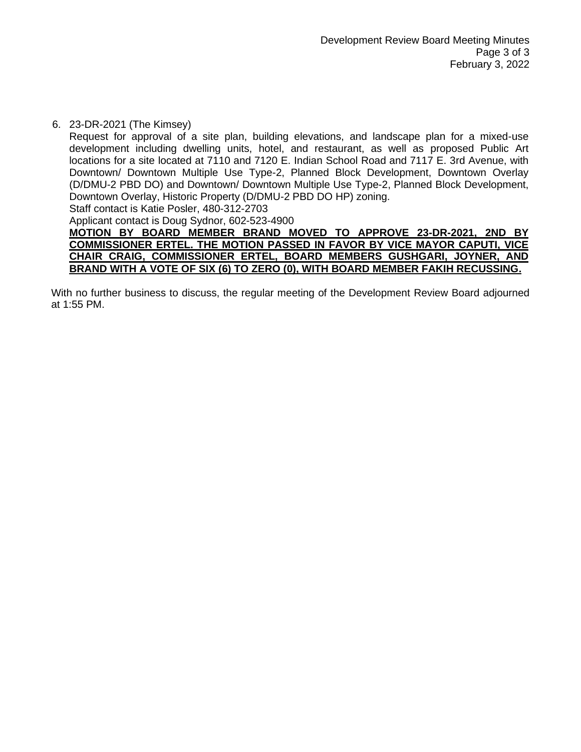6. 23-DR-2021 (The Kimsey)

   Request for approval of a site plan, building elevations, and landscape plan for a mixed-use development including dwelling units, hotel, and restaurant, as well as proposed Public Art locations for a site located at 7110 and 7120 E. Indian School Road and 7117 E. 3rd Avenue, with Downtown/ Downtown Multiple Use Type-2, Planned Block Development, Downtown Overlay (D/DMU-2 PBD DO) and Downtown/ Downtown Multiple Use Type-2, Planned Block Development, Downtown Overlay, Historic Property (D/DMU-2 PBD DO HP) zoning.

   Staff contact is Katie Posler, 480-312-2703

   Applicant contact is Doug Sydnor, 602-523-4900

   **MOTION BY BOARD MEMBER BRAND MOVED TO APPROVE 23-DR-2021, 2ND BY COMMISSIONER ERTEL. THE MOTION PASSED IN FAVOR BY VICE MAYOR CAPUTI, VICE CHAIR CRAIG, COMMISSIONER ERTEL, BOARD MEMBERS GUSHGARI, JOYNER, AND BRAND WITH A VOTE OF SIX (6) TO ZERO (0), WITH BOARD MEMBER FAKIH RECUSSING.**

With no further business to discuss, the regular meeting of the Development Review Board adjourned at 1:55 PM.